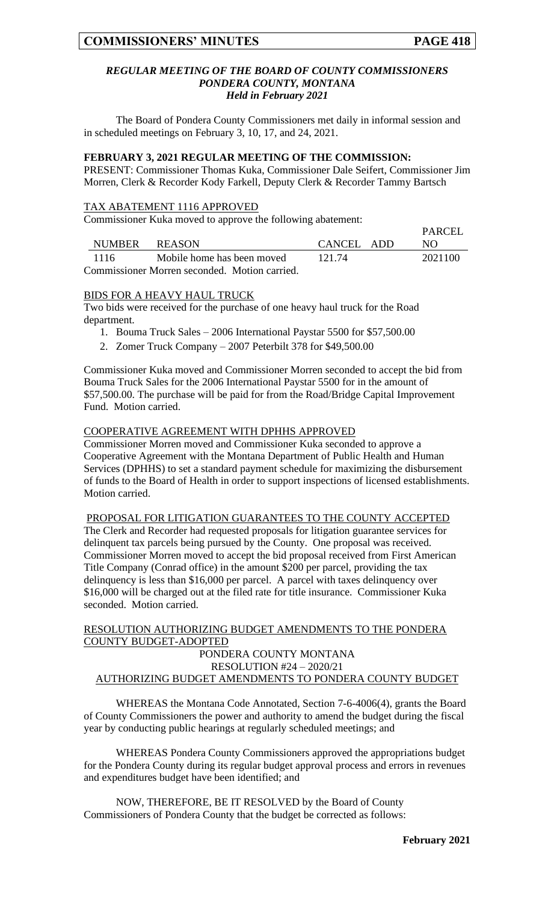### *REGULAR MEETING OF THE BOARD OF COUNTY COMMISSIONERS*
### *PONDERA COUNTY, MONTANA*
### *Held in February 2021*

The Board of Pondera County Commissioners met daily in informal session and in scheduled meetings on February 3, 10, 17, and 24, 2021.

**FEBRUARY 3, 2021 REGULAR MEETING OF THE COMMISSION:**

PRESENT: Commissioner Thomas Kuka, Commissioner Dale Seifert, Commissioner Jim Morren, Clerk & Recorder Kody Farkell, Deputy Clerk & Recorder Tammy Bartsch

TAX ABATEMENT 1116 APPROVED

Commissioner Kuka moved to approve the following abatement:

| NUMBER | REASON | CANCEL | ADD | PARCEL NO |
|---|---|---|---|---|
| 1116 | Mobile home has been moved | 121.74 | | 2021100 |

Commissioner Morren seconded. Motion carried.

BIDS FOR A HEAVY HAUL TRUCK

Two bids were received for the purchase of one heavy haul truck for the Road department.

1. Bouma Truck Sales – 2006 International Paystar 5500 for $57,500.00
2. Zomer Truck Company – 2007 Peterbilt 378 for $49,500.00

Commissioner Kuka moved and Commissioner Morren seconded to accept the bid from Bouma Truck Sales for the 2006 International Paystar 5500 for in the amount of $57,500.00. The purchase will be paid for from the Road/Bridge Capital Improvement Fund. Motion carried.

COOPERATIVE AGREEMENT WITH DPHHS APPROVED

Commissioner Morren moved and Commissioner Kuka seconded to approve a Cooperative Agreement with the Montana Department of Public Health and Human Services (DPHHS) to set a standard payment schedule for maximizing the disbursement of funds to the Board of Health in order to support inspections of licensed establishments. Motion carried.

PROPOSAL FOR LITIGATION GUARANTEES TO THE COUNTY ACCEPTED

The Clerk and Recorder had requested proposals for litigation guarantee services for delinquent tax parcels being pursued by the County. One proposal was received. Commissioner Morren moved to accept the bid proposal received from First American Title Company (Conrad office) in the amount $200 per parcel, providing the tax delinquency is less than $16,000 per parcel. A parcel with taxes delinquency over $16,000 will be charged out at the filed rate for title insurance. Commissioner Kuka seconded. Motion carried.

RESOLUTION AUTHORIZING BUDGET AMENDMENTS TO THE PONDERA COUNTY BUDGET-ADOPTED

PONDERA COUNTY MONTANA
RESOLUTION #24 – 2020/21
AUTHORIZING BUDGET AMENDMENTS TO PONDERA COUNTY BUDGET

WHEREAS the Montana Code Annotated, Section 7-6-4006(4), grants the Board of County Commissioners the power and authority to amend the budget during the fiscal year by conducting public hearings at regularly scheduled meetings; and

WHEREAS Pondera County Commissioners approved the appropriations budget for the Pondera County during its regular budget approval process and errors in revenues and expenditures budget have been identified; and

NOW, THEREFORE, BE IT RESOLVED by the Board of County Commissioners of Pondera County that the budget be corrected as follows: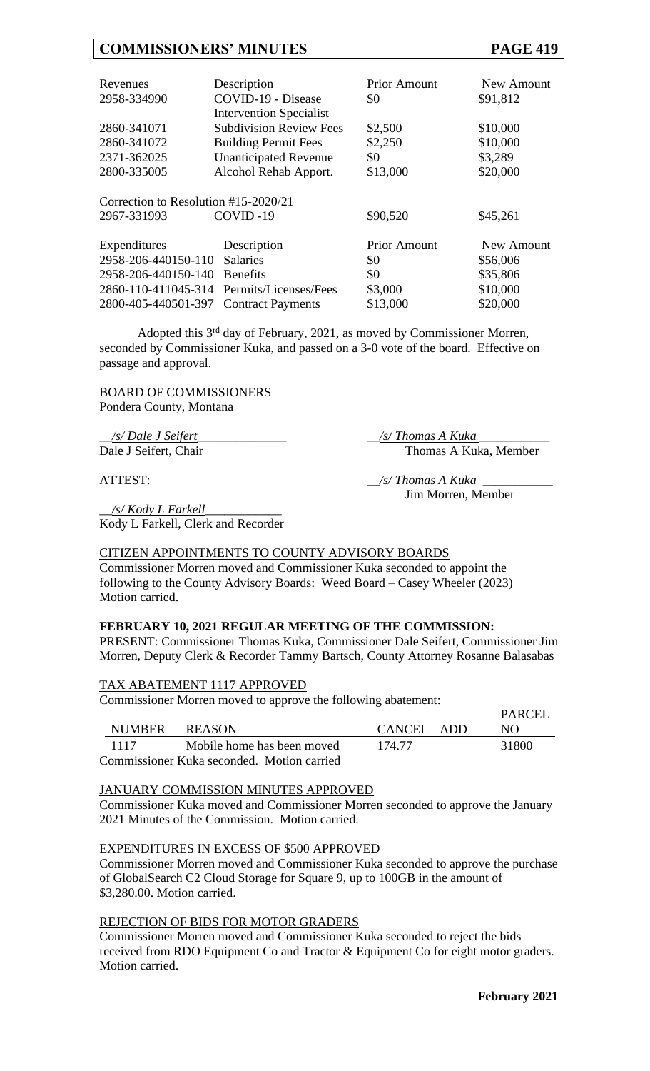| Revenues | Description | Prior Amount | New Amount |
|---|---|---|---|
| 2958-334990 | COVID-19 - Disease Intervention Specialist | $0 | $91,812 |
| 2860-341071 | Subdivision Review Fees | $2,500 | $10,000 |
| 2860-341072 | Building Permit Fees | $2,250 | $10,000 |
| 2371-362025 | Unanticipated Revenue | $0 | $3,289 |
| 2800-335005 | Alcohol Rehab Apport. | $13,000 | $20,000 |

Correction to Resolution #15-2020/21

| | | | |
|---|---|---|---|
| 2967-331993 | COVID -19 | $90,520 | $45,261 |

| Expenditures | Description | Prior Amount | New Amount |
|---|---|---|---|
| 2958-206-440150-110 | Salaries | $0 | $56,006 |
| 2958-206-440150-140 | Benefits | $0 | $35,806 |
| 2860-110-411045-314 | Permits/Licenses/Fees | $3,000 | $10,000 |
| 2800-405-440501-397 | Contract Payments | $13,000 | $20,000 |

Adopted this 3rd day of February, 2021, as moved by Commissioner Morren, seconded by Commissioner Kuka, and passed on a 3-0 vote of the board. Effective on passage and approval.

BOARD OF COMMISSIONERS
Pondera County, Montana

*/s/ Dale J Seifert*
Dale J Seifert, Chair

*/s/ Thomas A Kuka*
Thomas A Kuka, Member

ATTEST:

*/s/ Thomas A Kuka*
Jim Morren, Member

*/s/ Kody L Farkell*
Kody L Farkell, Clerk and Recorder

CITIZEN APPOINTMENTS TO COUNTY ADVISORY BOARDS

Commissioner Morren moved and Commissioner Kuka seconded to appoint the following to the County Advisory Boards: Weed Board – Casey Wheeler (2023) Motion carried.

**FEBRUARY 10, 2021 REGULAR MEETING OF THE COMMISSION:**

PRESENT: Commissioner Thomas Kuka, Commissioner Dale Seifert, Commissioner Jim Morren, Deputy Clerk & Recorder Tammy Bartsch, County Attorney Rosanne Balasabas

TAX ABATEMENT 1117 APPROVED

Commissioner Morren moved to approve the following abatement:

| NUMBER | REASON | CANCEL | ADD | PARCEL NO |
|---|---|---|---|---|
| 1117 | Mobile home has been moved | 174.77 | | 31800 |

Commissioner Kuka seconded. Motion carried

JANUARY COMMISSION MINUTES APPROVED

Commissioner Kuka moved and Commissioner Morren seconded to approve the January 2021 Minutes of the Commission. Motion carried.

EXPENDITURES IN EXCESS OF $500 APPROVED

Commissioner Morren moved and Commissioner Kuka seconded to approve the purchase of GlobalSearch C2 Cloud Storage for Square 9, up to 100GB in the amount of $3,280.00. Motion carried.

REJECTION OF BIDS FOR MOTOR GRADERS

Commissioner Morren moved and Commissioner Kuka seconded to reject the bids received from RDO Equipment Co and Tractor & Equipment Co for eight motor graders. Motion carried.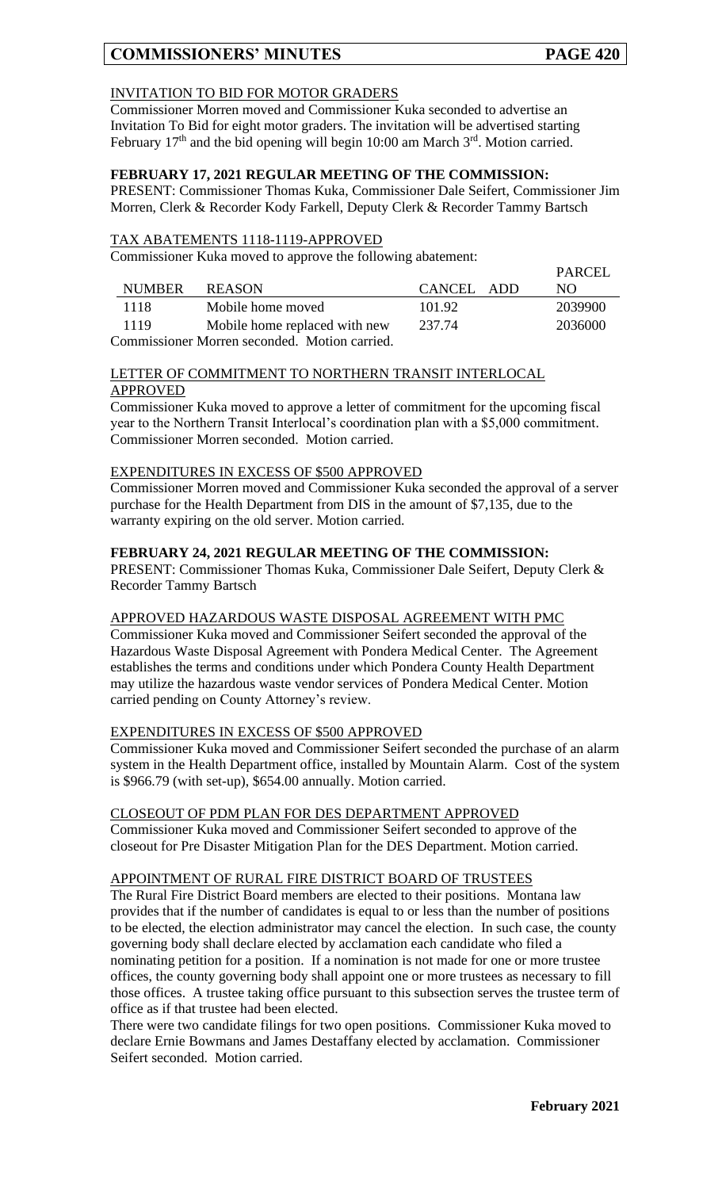#### INVITATION TO BID FOR MOTOR GRADERS

Commissioner Morren moved and Commissioner Kuka seconded to advertise an Invitation To Bid for eight motor graders. The invitation will be advertised starting February 17th and the bid opening will begin 10:00 am March 3rd. Motion carried.

### FEBRUARY 17, 2021 REGULAR MEETING OF THE COMMISSION:

PRESENT: Commissioner Thomas Kuka, Commissioner Dale Seifert, Commissioner Jim Morren, Clerk & Recorder Kody Farkell, Deputy Clerk & Recorder Tammy Bartsch

#### TAX ABATEMENTS 1118-1119-APPROVED

Commissioner Kuka moved to approve the following abatement:

| NUMBER | REASON | CANCEL | ADD | PARCEL NO |
|---|---|---|---|---|
| 1118 | Mobile home moved | 101.92 | | 2039900 |
| 1119 | Mobile home replaced with new | 237.74 | | 2036000 |

Commissioner Morren seconded. Motion carried.

#### LETTER OF COMMITMENT TO NORTHERN TRANSIT INTERLOCAL APPROVED

Commissioner Kuka moved to approve a letter of commitment for the upcoming fiscal year to the Northern Transit Interlocal's coordination plan with a $5,000 commitment. Commissioner Morren seconded. Motion carried.

#### EXPENDITURES IN EXCESS OF $500 APPROVED

Commissioner Morren moved and Commissioner Kuka seconded the approval of a server purchase for the Health Department from DIS in the amount of $7,135, due to the warranty expiring on the old server. Motion carried.

### FEBRUARY 24, 2021 REGULAR MEETING OF THE COMMISSION:

PRESENT: Commissioner Thomas Kuka, Commissioner Dale Seifert, Deputy Clerk & Recorder Tammy Bartsch

#### APPROVED HAZARDOUS WASTE DISPOSAL AGREEMENT WITH PMC

Commissioner Kuka moved and Commissioner Seifert seconded the approval of the Hazardous Waste Disposal Agreement with Pondera Medical Center. The Agreement establishes the terms and conditions under which Pondera County Health Department may utilize the hazardous waste vendor services of Pondera Medical Center. Motion carried pending on County Attorney's review.

#### EXPENDITURES IN EXCESS OF $500 APPROVED

Commissioner Kuka moved and Commissioner Seifert seconded the purchase of an alarm system in the Health Department office, installed by Mountain Alarm. Cost of the system is $966.79 (with set-up), $654.00 annually. Motion carried.

#### CLOSEOUT OF PDM PLAN FOR DES DEPARTMENT APPROVED

Commissioner Kuka moved and Commissioner Seifert seconded to approve of the closeout for Pre Disaster Mitigation Plan for the DES Department. Motion carried.

#### APPOINTMENT OF RURAL FIRE DISTRICT BOARD OF TRUSTEES

The Rural Fire District Board members are elected to their positions. Montana law provides that if the number of candidates is equal to or less than the number of positions to be elected, the election administrator may cancel the election. In such case, the county governing body shall declare elected by acclamation each candidate who filed a nominating petition for a position. If a nomination is not made for one or more trustee offices, the county governing body shall appoint one or more trustees as necessary to fill those offices. A trustee taking office pursuant to this subsection serves the trustee term of office as if that trustee had been elected.

There were two candidate filings for two open positions. Commissioner Kuka moved to declare Ernie Bowmans and James Destaffany elected by acclamation. Commissioner Seifert seconded. Motion carried.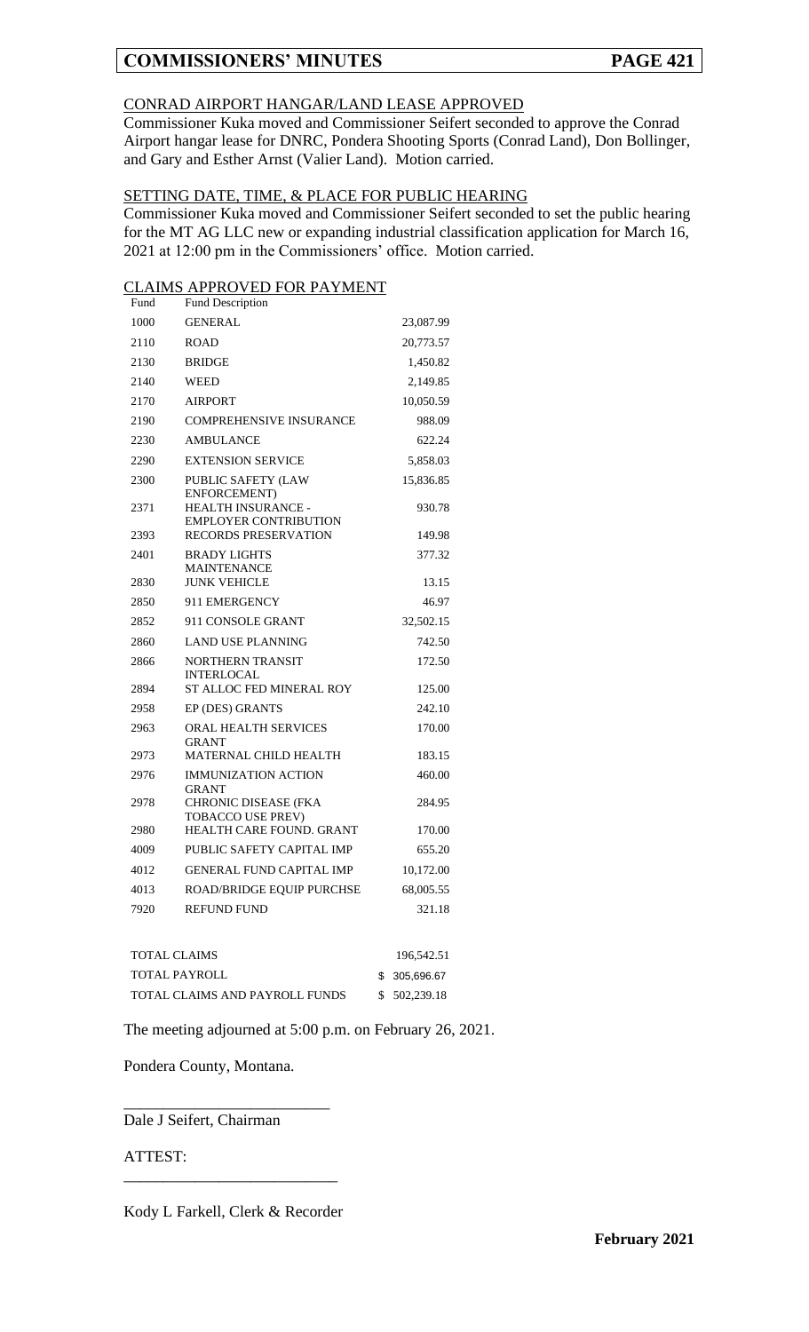## CONRAD AIRPORT HANGAR/LAND LEASE APPROVED

Commissioner Kuka moved and Commissioner Seifert seconded to approve the Conrad Airport hangar lease for DNRC, Pondera Shooting Sports (Conrad Land), Don Bollinger, and Gary and Esther Arnst (Valier Land). Motion carried.

## SETTING DATE, TIME, & PLACE FOR PUBLIC HEARING

Commissioner Kuka moved and Commissioner Seifert seconded to set the public hearing for the MT AG LLC new or expanding industrial classification application for March 16, 2021 at 12:00 pm in the Commissioners' office. Motion carried.

## CLAIMS APPROVED FOR PAYMENT

| Fund | Fund Description | |
|---|---|---|
| 1000 | GENERAL | 23,087.99 |
| 2110 | ROAD | 20,773.57 |
| 2130 | BRIDGE | 1,450.82 |
| 2140 | WEED | 2,149.85 |
| 2170 | AIRPORT | 10,050.59 |
| 2190 | COMPREHENSIVE INSURANCE | 988.09 |
| 2230 | AMBULANCE | 622.24 |
| 2290 | EXTENSION SERVICE | 5,858.03 |
| 2300 | PUBLIC SAFETY (LAW ENFORCEMENT) | 15,836.85 |
| 2371 | HEALTH INSURANCE - EMPLOYER CONTRIBUTION | 930.78 |
| 2393 | RECORDS PRESERVATION | 149.98 |
| 2401 | BRADY LIGHTS MAINTENANCE | 377.32 |
| 2830 | JUNK VEHICLE | 13.15 |
| 2850 | 911 EMERGENCY | 46.97 |
| 2852 | 911 CONSOLE GRANT | 32,502.15 |
| 2860 | LAND USE PLANNING | 742.50 |
| 2866 | NORTHERN TRANSIT INTERLOCAL | 172.50 |
| 2894 | ST ALLOC FED MINERAL ROY | 125.00 |
| 2958 | EP (DES) GRANTS | 242.10 |
| 2963 | ORAL HEALTH SERVICES GRANT | 170.00 |
| 2973 | MATERNAL CHILD HEALTH | 183.15 |
| 2976 | IMMUNIZATION ACTION GRANT | 460.00 |
| 2978 | CHRONIC DISEASE (FKA TOBACCO USE PREV) | 284.95 |
| 2980 | HEALTH CARE FOUND. GRANT | 170.00 |
| 4009 | PUBLIC SAFETY CAPITAL IMP | 655.20 |
| 4012 | GENERAL FUND CAPITAL IMP | 10,172.00 |
| 4013 | ROAD/BRIDGE EQUIP PURCHSE | 68,005.55 |
| 7920 | REFUND FUND | 321.18 |

| | |
|---|---|
| TOTAL CLAIMS | 196,542.51 |
| TOTAL PAYROLL | $ 305,696.67 |
| TOTAL CLAIMS AND PAYROLL FUNDS | $ 502,239.18 |

The meeting adjourned at 5:00 p.m. on February 26, 2021.

Pondera County, Montana.

\_\_\_\_\_\_\_\_\_\_\_\_\_\_\_\_\_\_\_\_\_\_\_\_\_\_

Dale J Seifert, Chairman

ATTEST:

\_\_\_\_\_\_\_\_\_\_\_\_\_\_\_\_\_\_\_\_\_\_\_\_\_\_\_

Kody L Farkell, Clerk & Recorder